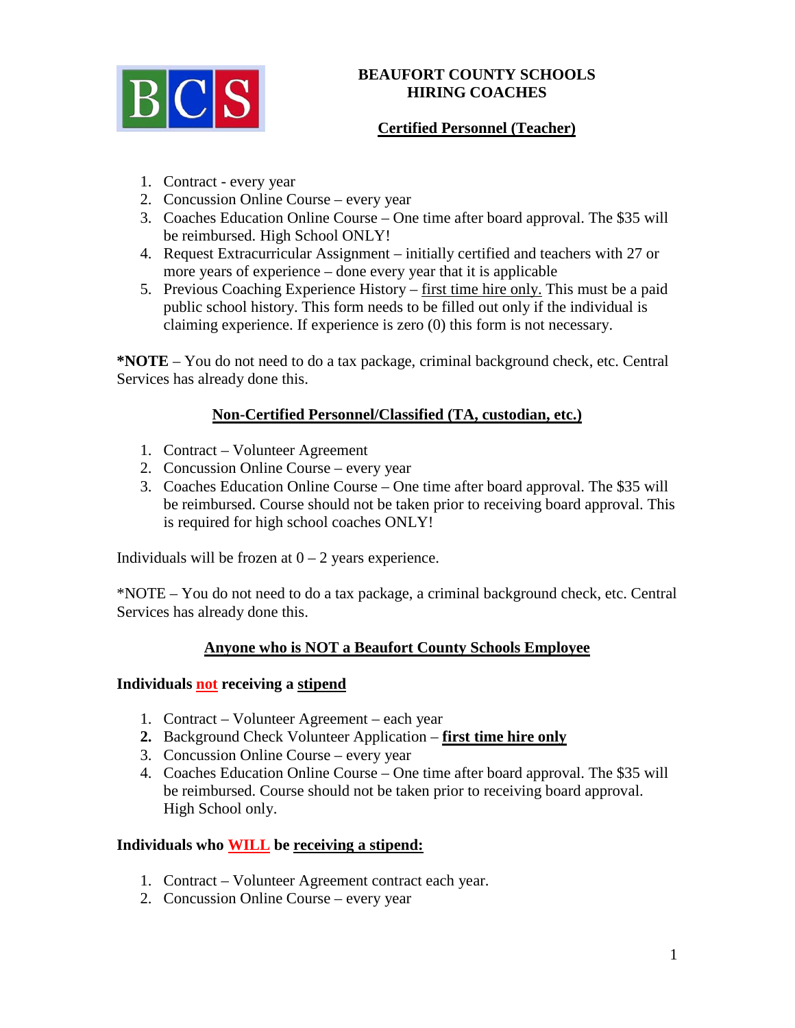# BEAUFORT COUNTY SCHOOLS
# HIRING COACHES

## Certified Personnel (Teacher)

1. Contract - every year
2. Concussion Online Course – every year
3. Coaches Education Online Course – One time after board approval. The $35 will be reimbursed. High School ONLY!
4. Request Extracurricular Assignment – initially certified and teachers with 27 or more years of experience – done every year that it is applicable
5. Previous Coaching Experience History – first time hire only. This must be a paid public school history. This form needs to be filled out only if the individual is claiming experience. If experience is zero (0) this form is not necessary.

**\*NOTE** – You do not need to do a tax package, criminal background check, etc. Central Services has already done this.

## Non-Certified Personnel/Classified (TA, custodian, etc.)

1. Contract – Volunteer Agreement
2. Concussion Online Course – every year
3. Coaches Education Online Course – One time after board approval. The $35 will be reimbursed. Course should not be taken prior to receiving board approval. This is required for high school coaches ONLY!

Individuals will be frozen at 0 – 2 years experience.

*NOTE – You do not need to do a tax package, a criminal background check, etc. Central Services has already done this.

## Anyone who is NOT a Beaufort County Schools Employee

### Individuals not receiving a stipend

1. Contract – Volunteer Agreement – each year
2. Background Check Volunteer Application – **first time hire only**
3. Concussion Online Course – every year
4. Coaches Education Online Course – One time after board approval. The $35 will be reimbursed. Course should not be taken prior to receiving board approval. High School only.

### Individuals who WILL be receiving a stipend:

1. Contract – Volunteer Agreement contract each year.
2. Concussion Online Course – every year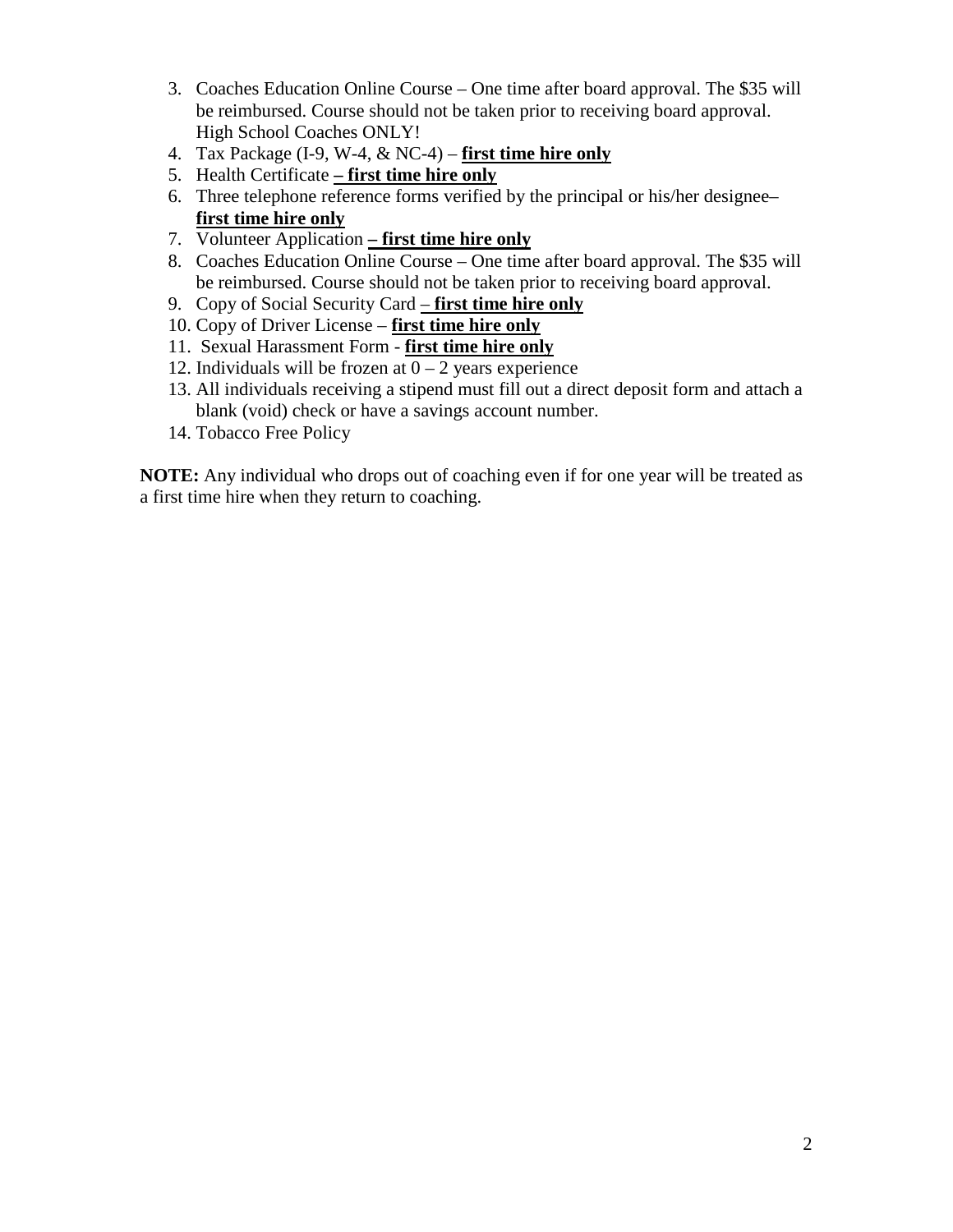3. Coaches Education Online Course – One time after board approval. The $35 will be reimbursed. Course should not be taken prior to receiving board approval. High School Coaches ONLY!
4. Tax Package (I-9, W-4, & NC-4) – **first time hire only**
5. Health Certificate **– first time hire only**
6. Three telephone reference forms verified by the principal or his/her designee– **first time hire only**
7. Volunteer Application **– first time hire only**
8. Coaches Education Online Course – One time after board approval. The $35 will be reimbursed. Course should not be taken prior to receiving board approval.
9. Copy of Social Security Card – **first time hire only**
10. Copy of Driver License – **first time hire only**
11. Sexual Harassment Form - **first time hire only**
12. Individuals will be frozen at 0 – 2 years experience
13. All individuals receiving a stipend must fill out a direct deposit form and attach a blank (void) check or have a savings account number.
14. Tobacco Free Policy

**NOTE:** Any individual who drops out of coaching even if for one year will be treated as a first time hire when they return to coaching.